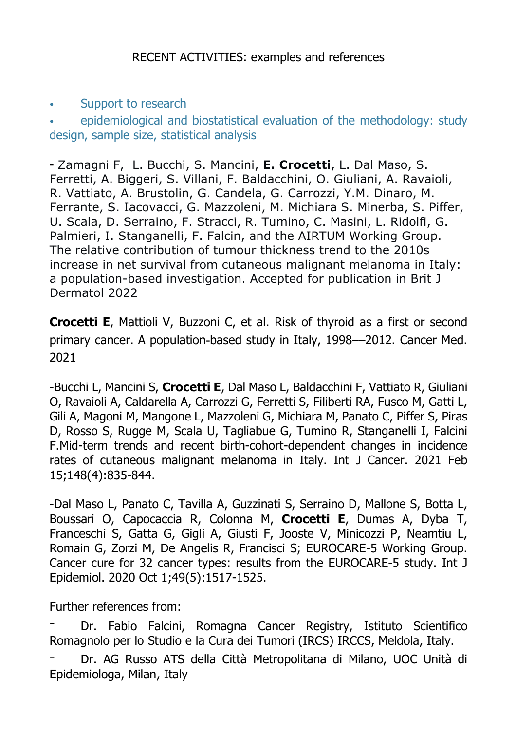RECENT ACTIVITIES: examples and references

- Support to research
- epidemiological and biostatistical evaluation of the methodology: study design, sample size, statistical analysis

- Zamagni F, L. Bucchi, S. Mancini, **E. Crocetti**, L. Dal Maso, S. Ferretti, A. Biggeri, S. Villani, F. Baldacchini, O. Giuliani, A. Ravaioli, R. Vattiato, A. Brustolin, G. Candela, G. Carrozzi, Y.M. Dinaro, M. Ferrante, S. Iacovacci, G. Mazzoleni, M. Michiara S. Minerba, S. Piffer, U. Scala, D. Serraino, F. Stracci, R. Tumino, C. Masini, L. Ridolfi, G. Palmieri, I. Stanganelli, F. Falcin, and the AIRTUM Working Group. The relative contribution of tumour thickness trend to the 2010s increase in net survival from cutaneous malignant melanoma in Italy: a population-based investigation. Accepted for publication in Brit J Dermatol 2022

**Crocetti E**, Mattioli V, Buzzoni C, et al. Risk of thyroid as a first or second primary cancer. A population-based study in Italy, 1998––2012. Cancer Med. 2021

-Bucchi L, Mancini S, **Crocetti E**, Dal Maso L, Baldacchini F, Vattiato R, Giuliani O, Ravaioli A, Caldarella A, Carrozzi G, Ferretti S, Filiberti RA, Fusco M, Gatti L, Gili A, Magoni M, Mangone L, Mazzoleni G, Michiara M, Panato C, Piffer S, Piras D, Rosso S, Rugge M, Scala U, Tagliabue G, Tumino R, Stanganelli I, Falcini F.Mid-term trends and recent birth-cohort-dependent changes in incidence rates of cutaneous malignant melanoma in Italy. Int J Cancer. 2021 Feb 15;148(4):835-844.

-Dal Maso L, Panato C, Tavilla A, Guzzinati S, Serraino D, Mallone S, Botta L, Boussari O, Capocaccia R, Colonna M, **Crocetti E**, Dumas A, Dyba T, Franceschi S, Gatta G, Gigli A, Giusti F, Jooste V, Minicozzi P, Neamtiu L, Romain G, Zorzi M, De Angelis R, Francisci S; EUROCARE-5 Working Group. Cancer cure for 32 cancer types: results from the EUROCARE-5 study. Int J Epidemiol. 2020 Oct 1;49(5):1517-1525.

Further references from:

- Dr. Fabio Falcini, Romagna Cancer Registry, Istituto Scientifico Romagnolo per lo Studio e la Cura dei Tumori (IRCS) IRCCS, Meldola, Italy.
- Dr. AG Russo ATS della Città Metropolitana di Milano, UOC Unità di Epidemiologa, Milan, Italy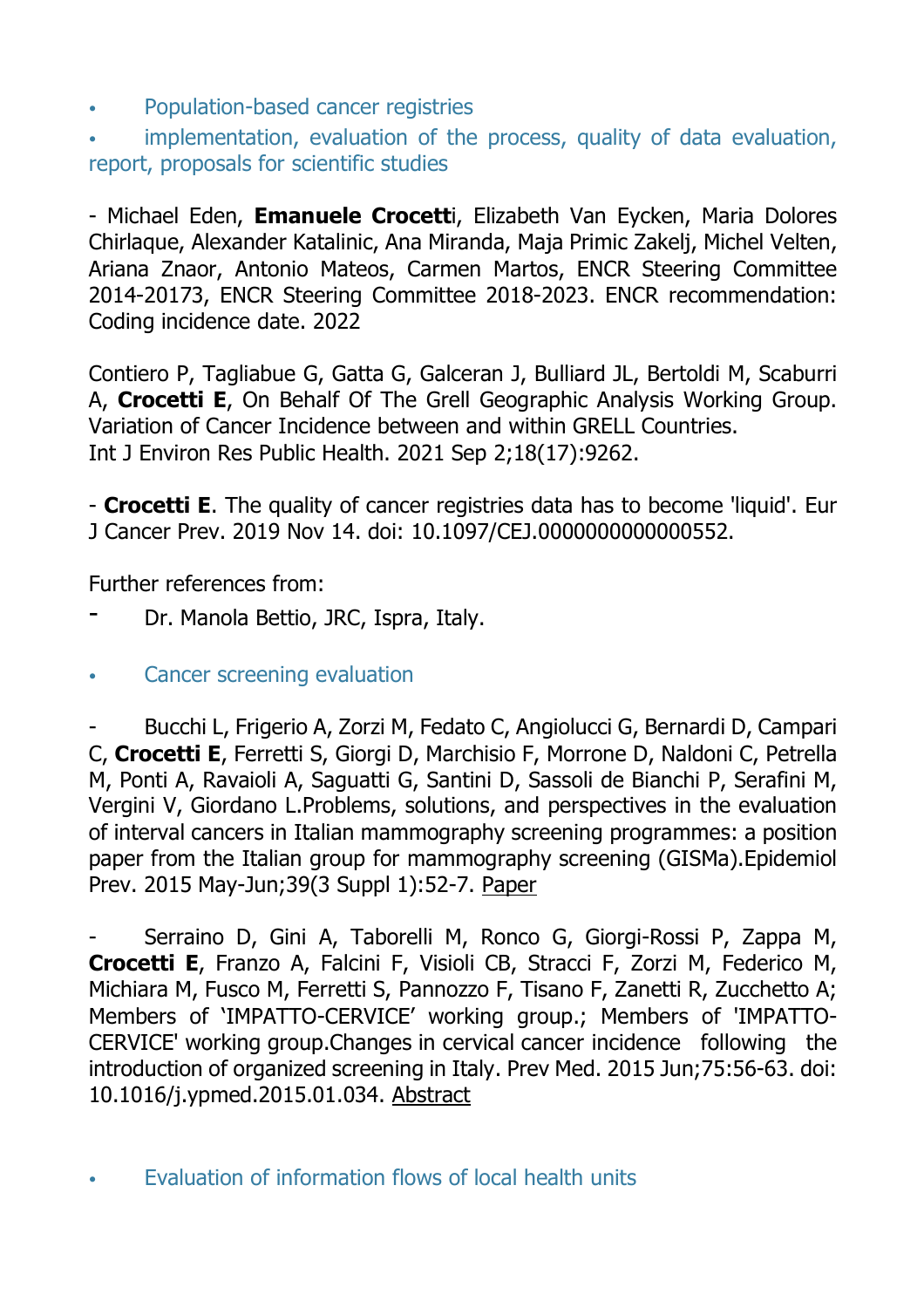- Population-based cancer registries
- implementation, evaluation of the process, quality of data evaluation, report, proposals for scientific studies

- Michael Eden, **Emanuele Crocett**i, Elizabeth Van Eycken, Maria Dolores Chirlaque, Alexander Katalinic, Ana Miranda, Maja Primic Zakelj, Michel Velten, Ariana Znaor, Antonio Mateos, Carmen Martos, ENCR Steering Committee 2014-20173, ENCR Steering Committee 2018-2023. ENCR recommendation: Coding incidence date. 2022

Contiero P, Tagliabue G, Gatta G, Galceran J, Bulliard JL, Bertoldi M, Scaburri A, **Crocetti E**, On Behalf Of The Grell Geographic Analysis Working Group. Variation of Cancer Incidence between and within GRELL Countries.
Int J Environ Res Public Health. 2021 Sep 2;18(17):9262.

- **Crocetti E**. The quality of cancer registries data has to become 'liquid'. Eur J Cancer Prev. 2019 Nov 14. doi: 10.1097/CEJ.0000000000000552.

Further references from:

- Dr. Manola Bettio, JRC, Ispra, Italy.

- Cancer screening evaluation

- Bucchi L, Frigerio A, Zorzi M, Fedato C, Angiolucci G, Bernardi D, Campari C, **Crocetti E**, Ferretti S, Giorgi D, Marchisio F, Morrone D, Naldoni C, Petrella M, Ponti A, Ravaioli A, Saguatti G, Santini D, Sassoli de Bianchi P, Serafini M, Vergini V, Giordano L.Problems, solutions, and perspectives in the evaluation of interval cancers in Italian mammography screening programmes: a position paper from the Italian group for mammography screening (GISMa).Epidemiol Prev. 2015 May-Jun;39(3 Suppl 1):52-7. Paper

- Serraino D, Gini A, Taborelli M, Ronco G, Giorgi-Rossi P, Zappa M, **Crocetti E**, Franzo A, Falcini F, Visioli CB, Stracci F, Zorzi M, Federico M, Michiara M, Fusco M, Ferretti S, Pannozzo F, Tisano F, Zanetti R, Zucchetto A; Members of 'IMPATTO-CERVICE' working group.; Members of 'IMPATTO-CERVICE' working group.Changes in cervical cancer incidence following the introduction of organized screening in Italy. Prev Med. 2015 Jun;75:56-63. doi: 10.1016/j.ypmed.2015.01.034. Abstract

- Evaluation of information flows of local health units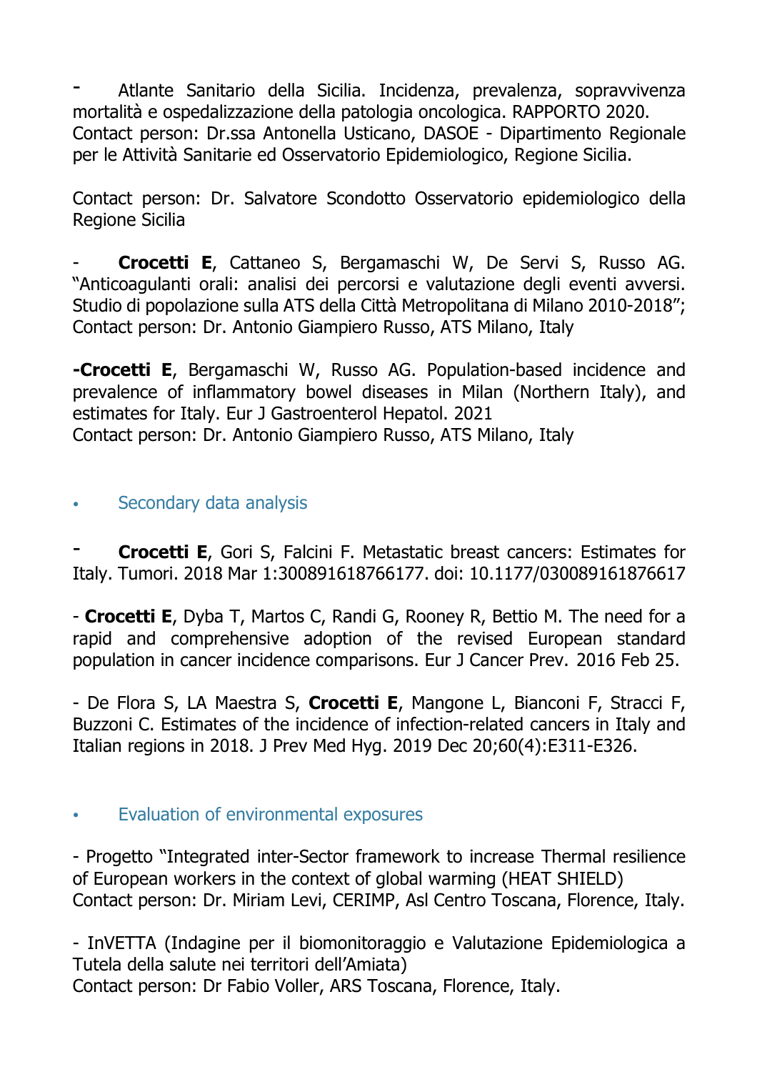- Atlante Sanitario della Sicilia. Incidenza, prevalenza, sopravvivenza mortalità e ospedalizzazione della patologia oncologica. RAPPORTO 2020. Contact person: Dr.ssa Antonella Usticano, DASOE - Dipartimento Regionale per le Attività Sanitarie ed Osservatorio Epidemiologico, Regione Sicilia.

Contact person: Dr. Salvatore Scondotto Osservatorio epidemiologico della Regione Sicilia

- **Crocetti E**, Cattaneo S, Bergamaschi W, De Servi S, Russo AG. "Anticoagulanti orali: analisi dei percorsi e valutazione degli eventi avversi. Studio di popolazione sulla ATS della Città Metropolitana di Milano 2010-2018"; Contact person: Dr. Antonio Giampiero Russo, ATS Milano, Italy

**-Crocetti E**, Bergamaschi W, Russo AG. Population-based incidence and prevalence of inflammatory bowel diseases in Milan (Northern Italy), and estimates for Italy. Eur J Gastroenterol Hepatol. 2021
Contact person: Dr. Antonio Giampiero Russo, ATS Milano, Italy

- Secondary data analysis

- **Crocetti E**, Gori S, Falcini F. Metastatic breast cancers: Estimates for Italy. Tumori. 2018 Mar 1:300891618766177. doi: 10.1177/030089161876617

- **Crocetti E**, Dyba T, Martos C, Randi G, Rooney R, Bettio M. The need for a rapid and comprehensive adoption of the revised European standard population in cancer incidence comparisons. Eur J Cancer Prev. 2016 Feb 25.

- De Flora S, LA Maestra S, **Crocetti E**, Mangone L, Bianconi F, Stracci F, Buzzoni C. Estimates of the incidence of infection-related cancers in Italy and Italian regions in 2018. J Prev Med Hyg. 2019 Dec 20;60(4):E311-E326.

- Evaluation of environmental exposures

- Progetto "Integrated inter-Sector framework to increase Thermal resilience of European workers in the context of global warming (HEAT SHIELD)
Contact person: Dr. Miriam Levi, CERIMP, Asl Centro Toscana, Florence, Italy.

- InVETTA (Indagine per il biomonitoraggio e Valutazione Epidemiologica a Tutela della salute nei territori dell'Amiata)
Contact person: Dr Fabio Voller, ARS Toscana, Florence, Italy.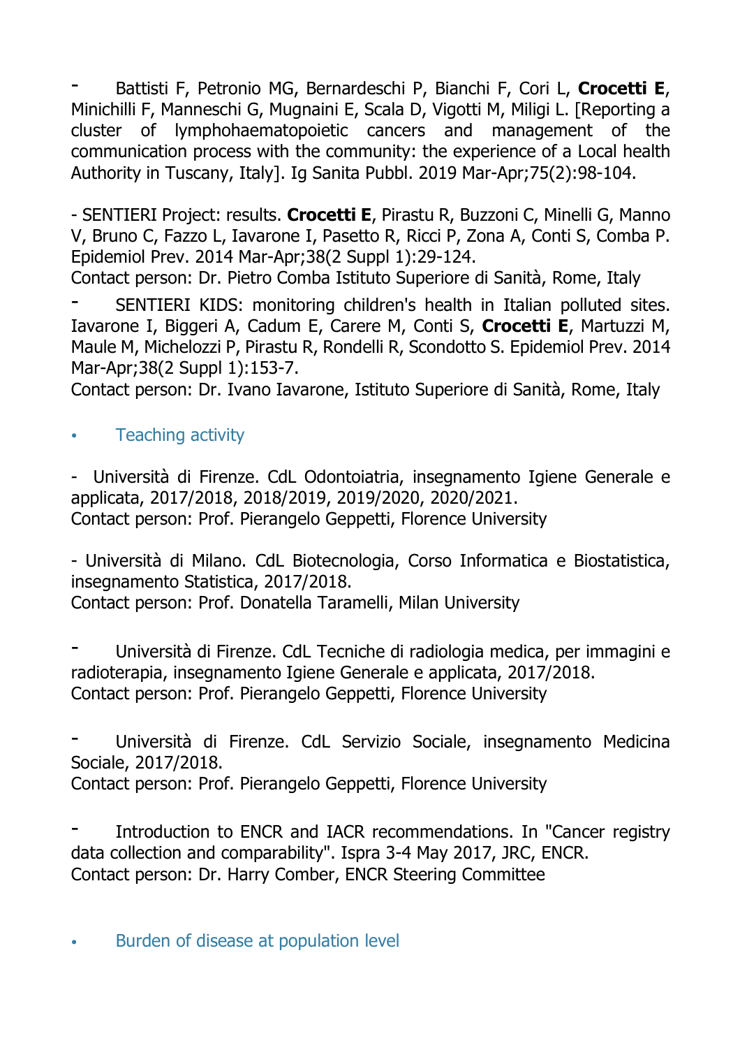- Battisti F, Petronio MG, Bernardeschi P, Bianchi F, Cori L, **Crocetti E**, Minichilli F, Manneschi G, Mugnaini E, Scala D, Vigotti M, Miligi L. [Reporting a cluster of lymphohaematopoietic cancers and management of the communication process with the community: the experience of a Local health Authority in Tuscany, Italy]. Ig Sanita Pubbl. 2019 Mar-Apr;75(2):98-104.

- SENTIERI Project: results. **Crocetti E**, Pirastu R, Buzzoni C, Minelli G, Manno V, Bruno C, Fazzo L, Iavarone I, Pasetto R, Ricci P, Zona A, Conti S, Comba P. Epidemiol Prev. 2014 Mar-Apr;38(2 Suppl 1):29-124.
Contact person: Dr. Pietro Comba Istituto Superiore di Sanità, Rome, Italy

- SENTIERI KIDS: monitoring children's health in Italian polluted sites. Iavarone I, Biggeri A, Cadum E, Carere M, Conti S, **Crocetti E**, Martuzzi M, Maule M, Michelozzi P, Pirastu R, Rondelli R, Scondotto S. Epidemiol Prev. 2014 Mar-Apr;38(2 Suppl 1):153-7.
Contact person: Dr. Ivano Iavarone, Istituto Superiore di Sanità, Rome, Italy

- Teaching activity

- Università di Firenze. CdL Odontoiatria, insegnamento Igiene Generale e applicata, 2017/2018, 2018/2019, 2019/2020, 2020/2021.
Contact person: Prof. Pierangelo Geppetti, Florence University

- Università di Milano. CdL Biotecnologia, Corso Informatica e Biostatistica, insegnamento Statistica, 2017/2018.
Contact person: Prof. Donatella Taramelli, Milan University

- Università di Firenze. CdL Tecniche di radiologia medica, per immagini e radioterapia, insegnamento Igiene Generale e applicata, 2017/2018.
Contact person: Prof. Pierangelo Geppetti, Florence University

- Università di Firenze. CdL Servizio Sociale, insegnamento Medicina Sociale, 2017/2018.
Contact person: Prof. Pierangelo Geppetti, Florence University

- Introduction to ENCR and IACR recommendations. In "Cancer registry data collection and comparability". Ispra 3-4 May 2017, JRC, ENCR.
Contact person: Dr. Harry Comber, ENCR Steering Committee

- Burden of disease at population level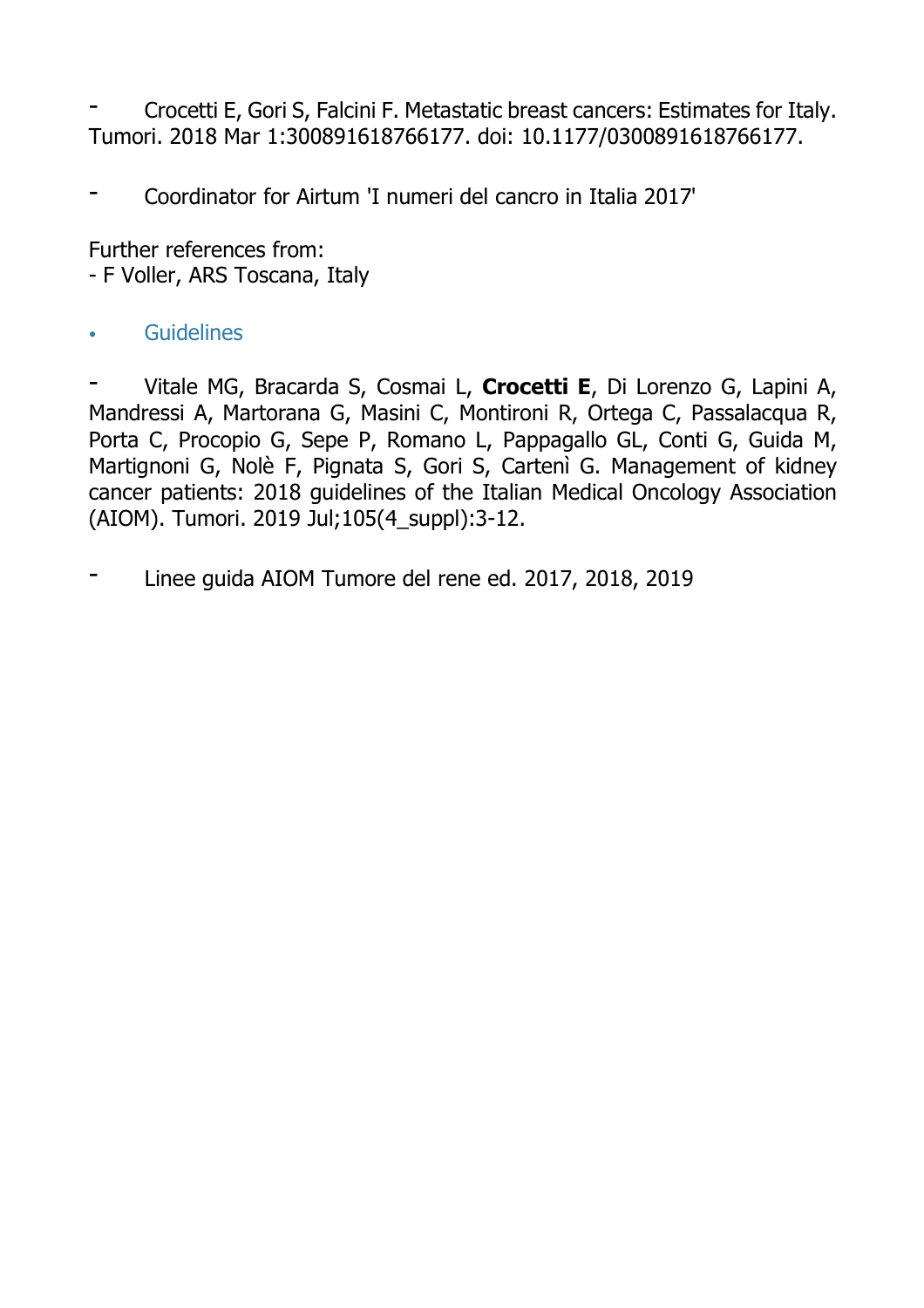- Crocetti E, Gori S, Falcini F. Metastatic breast cancers: Estimates for Italy. Tumori. 2018 Mar 1:300891618766177. doi: 10.1177/0300891618766177.

- Coordinator for Airtum 'I numeri del cancro in Italia 2017'

Further references from:
- F Voller, ARS Toscana, Italy

- Guidelines

- Vitale MG, Bracarda S, Cosmai L, **Crocetti E**, Di Lorenzo G, Lapini A, Mandressi A, Martorana G, Masini C, Montironi R, Ortega C, Passalacqua R, Porta C, Procopio G, Sepe P, Romano L, Pappagallo GL, Conti G, Guida M, Martignoni G, Nolè F, Pignata S, Gori S, Cartenì G. Management of kidney cancer patients: 2018 guidelines of the Italian Medical Oncology Association (AIOM). Tumori. 2019 Jul;105(4_suppl):3-12.

- Linee guida AIOM Tumore del rene ed. 2017, 2018, 2019